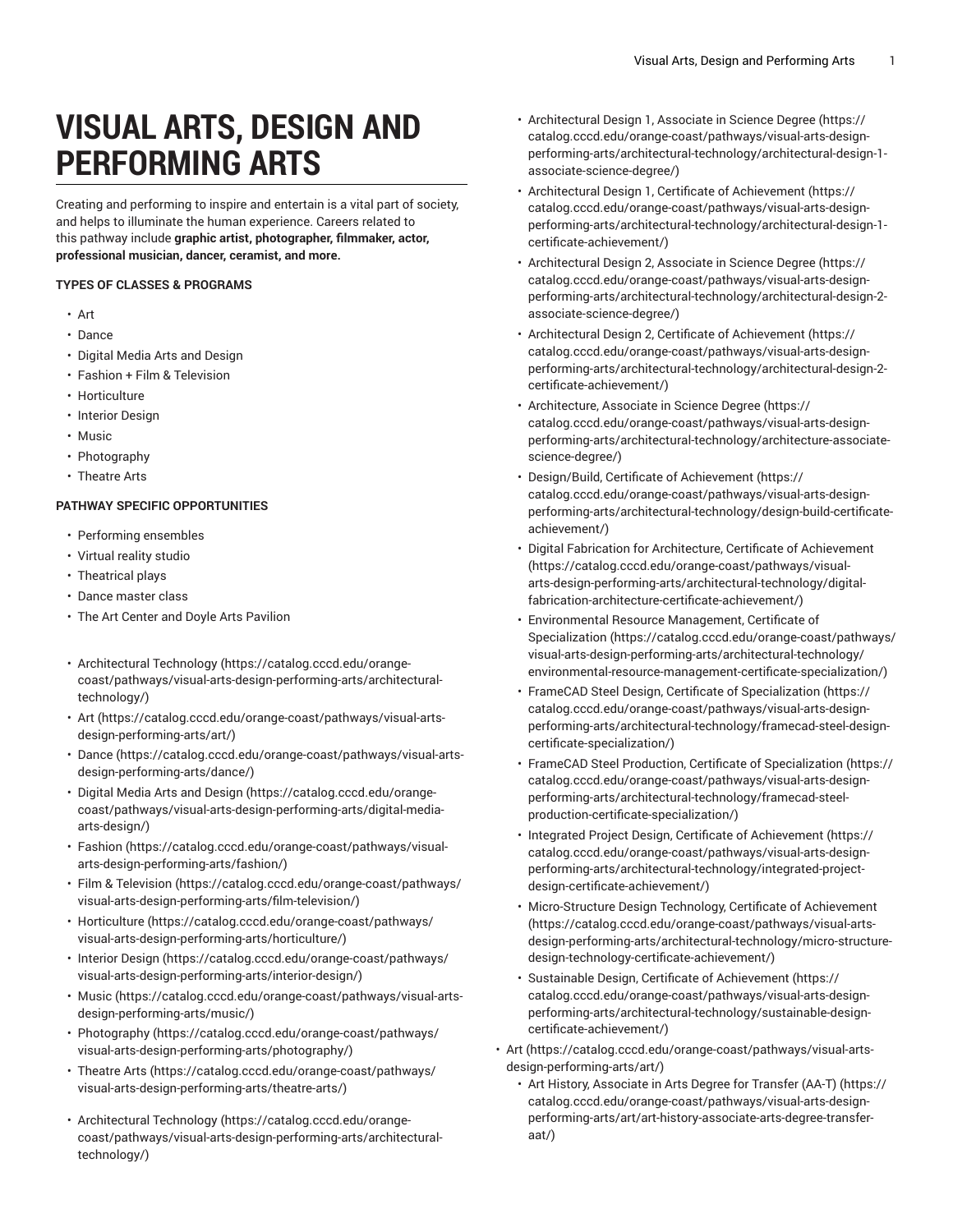# VISUAL ARTS, DESIGN AND PERFORMING ARTS

Creating and performing to inspire and entertain is a vital part of society, and helps to illuminate the human experience. Careers related to this pathway include **graphic artist, photographer, filmmaker, actor, professional musician, dancer, ceramist, and more.**

**TYPES OF CLASSES & PROGRAMS**

- Art
- Dance
- Digital Media Arts and Design
- Fashion + Film & Television
- Horticulture
- Interior Design
- Music
- Photography
- Theatre Arts

**PATHWAY SPECIFIC OPPORTUNITIES**

- Performing ensembles
- Virtual reality studio
- Theatrical plays
- Dance master class
- The Art Center and Doyle Arts Pavilion

- Architectural Technology (https://catalog.cccd.edu/orange-coast/pathways/visual-arts-design-performing-arts/architectural-technology/)
- Art (https://catalog.cccd.edu/orange-coast/pathways/visual-arts-design-performing-arts/art/)
- Dance (https://catalog.cccd.edu/orange-coast/pathways/visual-arts-design-performing-arts/dance/)
- Digital Media Arts and Design (https://catalog.cccd.edu/orange-coast/pathways/visual-arts-design-performing-arts/digital-media-arts-design/)
- Fashion (https://catalog.cccd.edu/orange-coast/pathways/visual-arts-design-performing-arts/fashion/)
- Film & Television (https://catalog.cccd.edu/orange-coast/pathways/visual-arts-design-performing-arts/film-television/)
- Horticulture (https://catalog.cccd.edu/orange-coast/pathways/visual-arts-design-performing-arts/horticulture/)
- Interior Design (https://catalog.cccd.edu/orange-coast/pathways/visual-arts-design-performing-arts/interior-design/)
- Music (https://catalog.cccd.edu/orange-coast/pathways/visual-arts-design-performing-arts/music/)
- Photography (https://catalog.cccd.edu/orange-coast/pathways/visual-arts-design-performing-arts/photography/)
- Theatre Arts (https://catalog.cccd.edu/orange-coast/pathways/visual-arts-design-performing-arts/theatre-arts/)

- Architectural Technology (https://catalog.cccd.edu/orange-coast/pathways/visual-arts-design-performing-arts/architectural-technology/)
  - Architectural Design 1, Associate in Science Degree (https://catalog.cccd.edu/orange-coast/pathways/visual-arts-design-performing-arts/architectural-technology/architectural-design-1-associate-science-degree/)
  - Architectural Design 1, Certificate of Achievement (https://catalog.cccd.edu/orange-coast/pathways/visual-arts-design-performing-arts/architectural-technology/architectural-design-1-certificate-achievement/)
  - Architectural Design 2, Associate in Science Degree (https://catalog.cccd.edu/orange-coast/pathways/visual-arts-design-performing-arts/architectural-technology/architectural-design-2-associate-science-degree/)
  - Architectural Design 2, Certificate of Achievement (https://catalog.cccd.edu/orange-coast/pathways/visual-arts-design-performing-arts/architectural-technology/architectural-design-2-certificate-achievement/)
  - Architecture, Associate in Science Degree (https://catalog.cccd.edu/orange-coast/pathways/visual-arts-design-performing-arts/architectural-technology/architecture-associate-science-degree/)
  - Design/Build, Certificate of Achievement (https://catalog.cccd.edu/orange-coast/pathways/visual-arts-design-performing-arts/architectural-technology/design-build-certificate-achievement/)
  - Digital Fabrication for Architecture, Certificate of Achievement (https://catalog.cccd.edu/orange-coast/pathways/visual-arts-design-performing-arts/architectural-technology/digital-fabrication-architecture-certificate-achievement/)
  - Environmental Resource Management, Certificate of Specialization (https://catalog.cccd.edu/orange-coast/pathways/visual-arts-design-performing-arts/architectural-technology/environmental-resource-management-certificate-specialization/)
  - FrameCAD Steel Design, Certificate of Specialization (https://catalog.cccd.edu/orange-coast/pathways/visual-arts-design-performing-arts/architectural-technology/framecad-steel-design-certificate-specialization/)
  - FrameCAD Steel Production, Certificate of Specialization (https://catalog.cccd.edu/orange-coast/pathways/visual-arts-design-performing-arts/architectural-technology/framecad-steel-production-certificate-specialization/)
  - Integrated Project Design, Certificate of Achievement (https://catalog.cccd.edu/orange-coast/pathways/visual-arts-design-performing-arts/architectural-technology/integrated-project-design-certificate-achievement/)
  - Micro-Structure Design Technology, Certificate of Achievement (https://catalog.cccd.edu/orange-coast/pathways/visual-arts-design-performing-arts/architectural-technology/micro-structure-design-technology-certificate-achievement/)
  - Sustainable Design, Certificate of Achievement (https://catalog.cccd.edu/orange-coast/pathways/visual-arts-design-performing-arts/architectural-technology/sustainable-design-certificate-achievement/)
- Art (https://catalog.cccd.edu/orange-coast/pathways/visual-arts-design-performing-arts/art/)
  - Art History, Associate in Arts Degree for Transfer (AA-T) (https://catalog.cccd.edu/orange-coast/pathways/visual-arts-design-performing-arts/art/art-history-associate-arts-degree-transfer-aat/)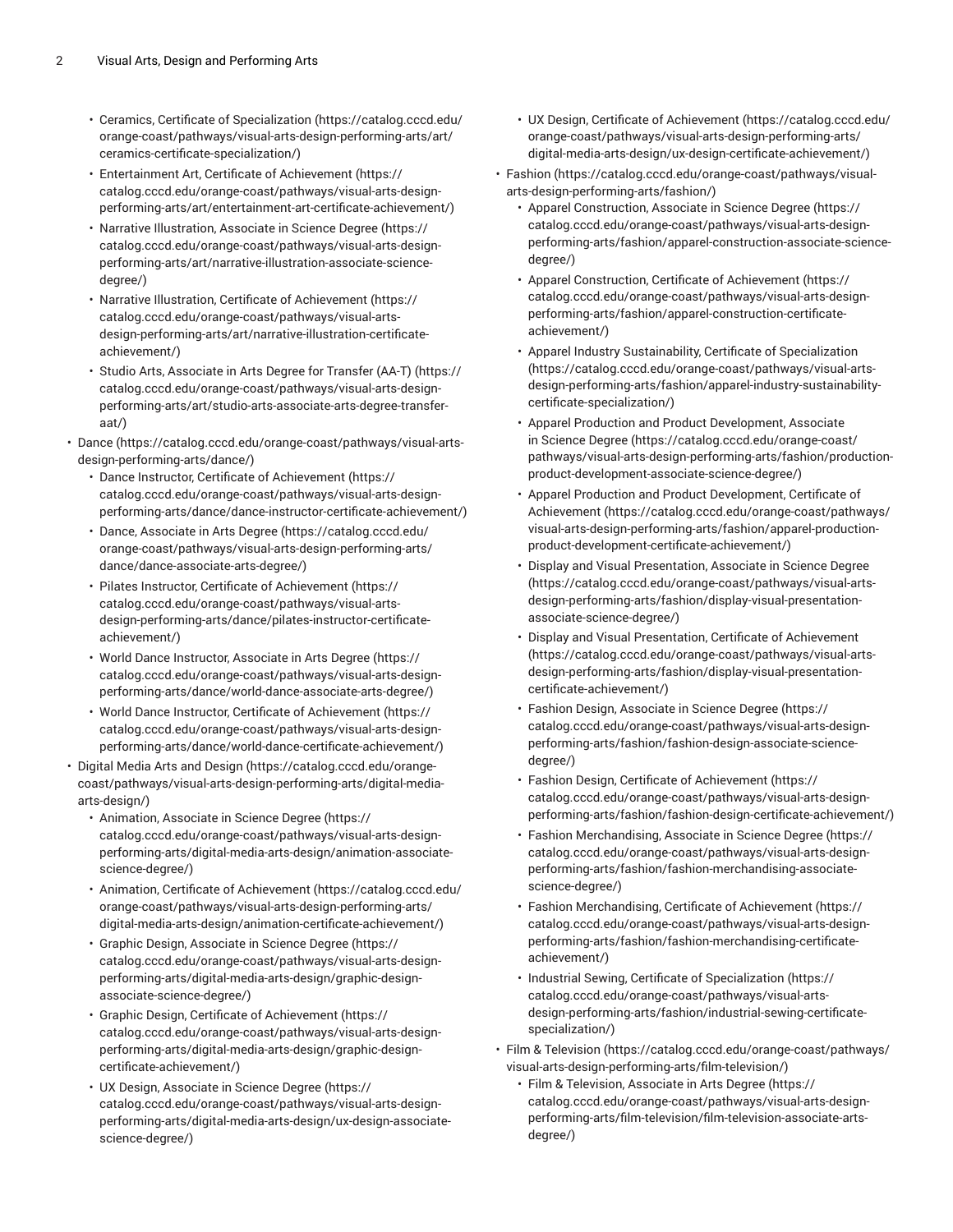- Ceramics, Certificate of Specialization (https://catalog.cccd.edu/orange-coast/pathways/visual-arts-design-performing-arts/art/ceramics-certificate-specialization/)
    - Entertainment Art, Certificate of Achievement (https://catalog.cccd.edu/orange-coast/pathways/visual-arts-design-performing-arts/art/entertainment-art-certificate-achievement/)
    - Narrative Illustration, Associate in Science Degree (https://catalog.cccd.edu/orange-coast/pathways/visual-arts-design-performing-arts/art/narrative-illustration-associate-science-degree/)
    - Narrative Illustration, Certificate of Achievement (https://catalog.cccd.edu/orange-coast/pathways/visual-arts-design-performing-arts/art/narrative-illustration-certificate-achievement/)
    - Studio Arts, Associate in Arts Degree for Transfer (AA-T) (https://catalog.cccd.edu/orange-coast/pathways/visual-arts-design-performing-arts/art/studio-arts-associate-arts-degree-transfer-aat/)
- Dance (https://catalog.cccd.edu/orange-coast/pathways/visual-arts-design-performing-arts/dance/)
    - Dance Instructor, Certificate of Achievement (https://catalog.cccd.edu/orange-coast/pathways/visual-arts-design-performing-arts/dance/dance-instructor-certificate-achievement/)
    - Dance, Associate in Arts Degree (https://catalog.cccd.edu/orange-coast/pathways/visual-arts-design-performing-arts/dance/dance-associate-arts-degree/)
    - Pilates Instructor, Certificate of Achievement (https://catalog.cccd.edu/orange-coast/pathways/visual-arts-design-performing-arts/dance/pilates-instructor-certificate-achievement/)
    - World Dance Instructor, Associate in Arts Degree (https://catalog.cccd.edu/orange-coast/pathways/visual-arts-design-performing-arts/dance/world-dance-associate-arts-degree/)
    - World Dance Instructor, Certificate of Achievement (https://catalog.cccd.edu/orange-coast/pathways/visual-arts-design-performing-arts/dance/world-dance-certificate-achievement/)
- Digital Media Arts and Design (https://catalog.cccd.edu/orange-coast/pathways/visual-arts-design-performing-arts/digital-media-arts-design/)
    - Animation, Associate in Science Degree (https://catalog.cccd.edu/orange-coast/pathways/visual-arts-design-performing-arts/digital-media-arts-design/animation-associate-science-degree/)
    - Animation, Certificate of Achievement (https://catalog.cccd.edu/orange-coast/pathways/visual-arts-design-performing-arts/digital-media-arts-design/animation-certificate-achievement/)
    - Graphic Design, Associate in Science Degree (https://catalog.cccd.edu/orange-coast/pathways/visual-arts-design-performing-arts/digital-media-arts-design/graphic-design-associate-science-degree/)
    - Graphic Design, Certificate of Achievement (https://catalog.cccd.edu/orange-coast/pathways/visual-arts-design-performing-arts/digital-media-arts-design/graphic-design-certificate-achievement/)
    - UX Design, Associate in Science Degree (https://catalog.cccd.edu/orange-coast/pathways/visual-arts-design-performing-arts/digital-media-arts-design/ux-design-associate-science-degree/)
    - UX Design, Certificate of Achievement (https://catalog.cccd.edu/orange-coast/pathways/visual-arts-design-performing-arts/digital-media-arts-design/ux-design-certificate-achievement/)
- Fashion (https://catalog.cccd.edu/orange-coast/pathways/visual-arts-design-performing-arts/fashion/)
    - Apparel Construction, Associate in Science Degree (https://catalog.cccd.edu/orange-coast/pathways/visual-arts-design-performing-arts/fashion/apparel-construction-associate-science-degree/)
    - Apparel Construction, Certificate of Achievement (https://catalog.cccd.edu/orange-coast/pathways/visual-arts-design-performing-arts/fashion/apparel-construction-certificate-achievement/)
    - Apparel Industry Sustainability, Certificate of Specialization (https://catalog.cccd.edu/orange-coast/pathways/visual-arts-design-performing-arts/fashion/apparel-industry-sustainability-certificate-specialization/)
    - Apparel Production and Product Development, Associate in Science Degree (https://catalog.cccd.edu/orange-coast/pathways/visual-arts-design-performing-arts/fashion/production-product-development-associate-science-degree/)
    - Apparel Production and Product Development, Certificate of Achievement (https://catalog.cccd.edu/orange-coast/pathways/visual-arts-design-performing-arts/fashion/apparel-production-product-development-certificate-achievement/)
    - Display and Visual Presentation, Associate in Science Degree (https://catalog.cccd.edu/orange-coast/pathways/visual-arts-design-performing-arts/fashion/display-visual-presentation-associate-science-degree/)
    - Display and Visual Presentation, Certificate of Achievement (https://catalog.cccd.edu/orange-coast/pathways/visual-arts-design-performing-arts/fashion/display-visual-presentation-certificate-achievement/)
    - Fashion Design, Associate in Science Degree (https://catalog.cccd.edu/orange-coast/pathways/visual-arts-design-performing-arts/fashion/fashion-design-associate-science-degree/)
    - Fashion Design, Certificate of Achievement (https://catalog.cccd.edu/orange-coast/pathways/visual-arts-design-performing-arts/fashion/fashion-design-certificate-achievement/)
    - Fashion Merchandising, Associate in Science Degree (https://catalog.cccd.edu/orange-coast/pathways/visual-arts-design-performing-arts/fashion/fashion-merchandising-associate-science-degree/)
    - Fashion Merchandising, Certificate of Achievement (https://catalog.cccd.edu/orange-coast/pathways/visual-arts-design-performing-arts/fashion/fashion-merchandising-certificate-achievement/)
    - Industrial Sewing, Certificate of Specialization (https://catalog.cccd.edu/orange-coast/pathways/visual-arts-design-performing-arts/fashion/industrial-sewing-certificate-specialization/)
- Film & Television (https://catalog.cccd.edu/orange-coast/pathways/visual-arts-design-performing-arts/film-television/)
    - Film & Television, Associate in Arts Degree (https://catalog.cccd.edu/orange-coast/pathways/visual-arts-design-performing-arts/film-television/film-television-associate-arts-degree/)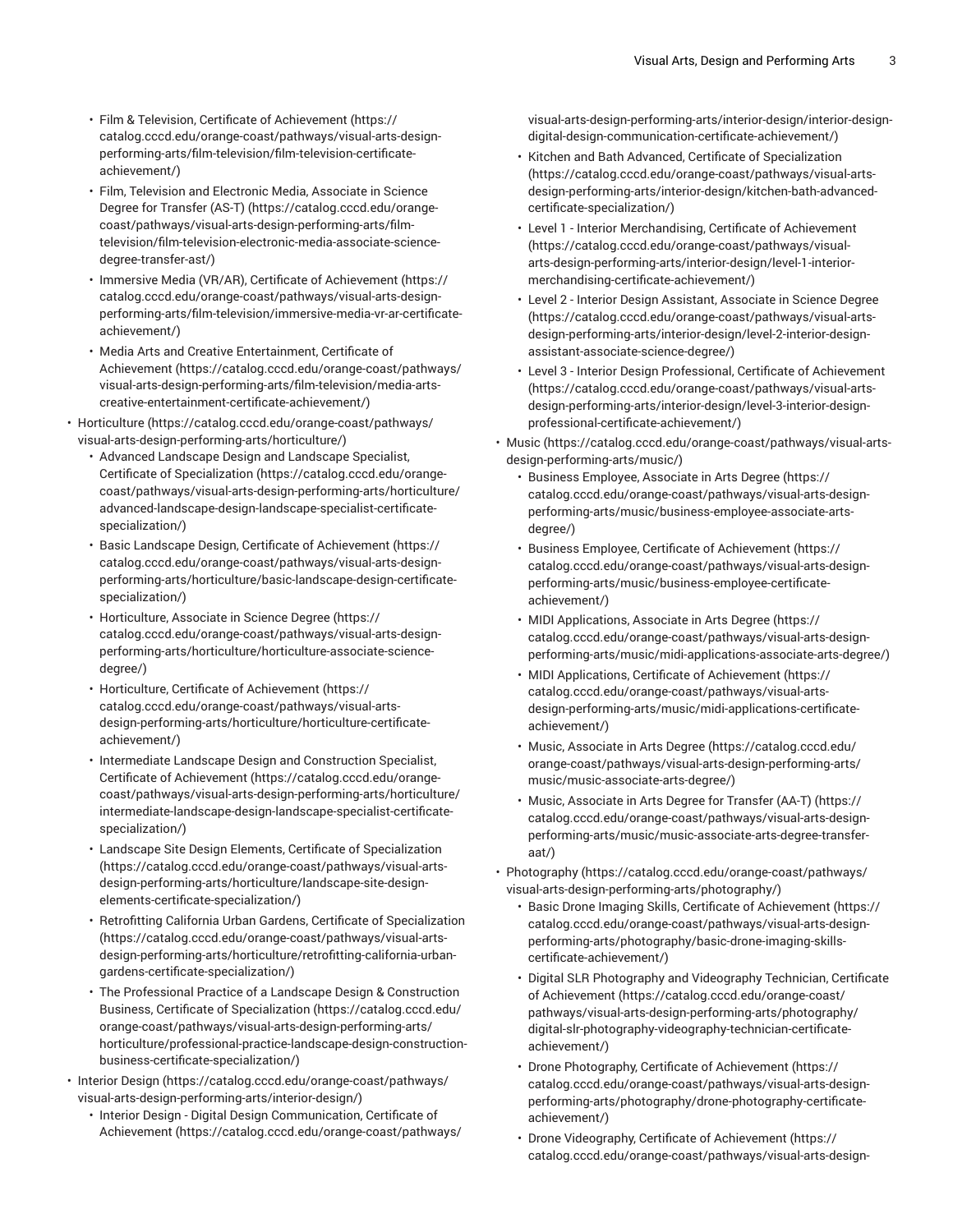- Film & Television, Certificate of Achievement (https://catalog.cccd.edu/orange-coast/pathways/visual-arts-design-performing-arts/film-television/film-television-certificate-achievement/)
  - Film, Television and Electronic Media, Associate in Science Degree for Transfer (AS-T) (https://catalog.cccd.edu/orange-coast/pathways/visual-arts-design-performing-arts/film-television/film-television-electronic-media-associate-science-degree-transfer-ast/)
  - Immersive Media (VR/AR), Certificate of Achievement (https://catalog.cccd.edu/orange-coast/pathways/visual-arts-design-performing-arts/film-television/immersive-media-vr-ar-certificate-achievement/)
  - Media Arts and Creative Entertainment, Certificate of Achievement (https://catalog.cccd.edu/orange-coast/pathways/visual-arts-design-performing-arts/film-television/media-arts-creative-entertainment-certificate-achievement/)
- Horticulture (https://catalog.cccd.edu/orange-coast/pathways/visual-arts-design-performing-arts/horticulture/)
  - Advanced Landscape Design and Landscape Specialist, Certificate of Specialization (https://catalog.cccd.edu/orange-coast/pathways/visual-arts-design-performing-arts/horticulture/advanced-landscape-design-landscape-specialist-certificate-specialization/)
  - Basic Landscape Design, Certificate of Achievement (https://catalog.cccd.edu/orange-coast/pathways/visual-arts-design-performing-arts/horticulture/basic-landscape-design-certificate-specialization/)
  - Horticulture, Associate in Science Degree (https://catalog.cccd.edu/orange-coast/pathways/visual-arts-design-performing-arts/horticulture/horticulture-associate-science-degree/)
  - Horticulture, Certificate of Achievement (https://catalog.cccd.edu/orange-coast/pathways/visual-arts-design-performing-arts/horticulture/horticulture-certificate-achievement/)
  - Intermediate Landscape Design and Construction Specialist, Certificate of Achievement (https://catalog.cccd.edu/orange-coast/pathways/visual-arts-design-performing-arts/horticulture/intermediate-landscape-design-landscape-specialist-certificate-specialization/)
  - Landscape Site Design Elements, Certificate of Specialization (https://catalog.cccd.edu/orange-coast/pathways/visual-arts-design-performing-arts/horticulture/landscape-site-design-elements-certificate-specialization/)
  - Retrofitting California Urban Gardens, Certificate of Specialization (https://catalog.cccd.edu/orange-coast/pathways/visual-arts-design-performing-arts/horticulture/retrofitting-california-urban-gardens-certificate-specialization/)
  - The Professional Practice of a Landscape Design & Construction Business, Certificate of Specialization (https://catalog.cccd.edu/orange-coast/pathways/visual-arts-design-performing-arts/horticulture/professional-practice-landscape-design-construction-business-certificate-specialization/)
- Interior Design (https://catalog.cccd.edu/orange-coast/pathways/visual-arts-design-performing-arts/interior-design/)
  - Interior Design - Digital Design Communication, Certificate of Achievement (https://catalog.cccd.edu/orange-coast/pathways/visual-arts-design-performing-arts/interior-design/interior-design-digital-design-communication-certificate-achievement/)
  - Kitchen and Bath Advanced, Certificate of Specialization (https://catalog.cccd.edu/orange-coast/pathways/visual-arts-design-performing-arts/interior-design/kitchen-bath-advanced-certificate-specialization/)
  - Level 1 - Interior Merchandising, Certificate of Achievement (https://catalog.cccd.edu/orange-coast/pathways/visual-arts-design-performing-arts/interior-design/level-1-interior-merchandising-certificate-achievement/)
  - Level 2 - Interior Design Assistant, Associate in Science Degree (https://catalog.cccd.edu/orange-coast/pathways/visual-arts-design-performing-arts/interior-design/level-2-interior-design-assistant-associate-science-degree/)
  - Level 3 - Interior Design Professional, Certificate of Achievement (https://catalog.cccd.edu/orange-coast/pathways/visual-arts-design-performing-arts/interior-design/level-3-interior-design-professional-certificate-achievement/)
- Music (https://catalog.cccd.edu/orange-coast/pathways/visual-arts-design-performing-arts/music/)
  - Business Employee, Associate in Arts Degree (https://catalog.cccd.edu/orange-coast/pathways/visual-arts-design-performing-arts/music/business-employee-associate-arts-degree/)
  - Business Employee, Certificate of Achievement (https://catalog.cccd.edu/orange-coast/pathways/visual-arts-design-performing-arts/music/business-employee-certificate-achievement/)
  - MIDI Applications, Associate in Arts Degree (https://catalog.cccd.edu/orange-coast/pathways/visual-arts-design-performing-arts/music/midi-applications-associate-arts-degree/)
  - MIDI Applications, Certificate of Achievement (https://catalog.cccd.edu/orange-coast/pathways/visual-arts-design-performing-arts/music/midi-applications-certificate-achievement/)
  - Music, Associate in Arts Degree (https://catalog.cccd.edu/orange-coast/pathways/visual-arts-design-performing-arts/music/music-associate-arts-degree/)
  - Music, Associate in Arts Degree for Transfer (AA-T) (https://catalog.cccd.edu/orange-coast/pathways/visual-arts-design-performing-arts/music/music-associate-arts-degree-transfer-aat/)
- Photography (https://catalog.cccd.edu/orange-coast/pathways/visual-arts-design-performing-arts/photography/)
  - Basic Drone Imaging Skills, Certificate of Achievement (https://catalog.cccd.edu/orange-coast/pathways/visual-arts-design-performing-arts/photography/basic-drone-imaging-skills-certificate-achievement/)
  - Digital SLR Photography and Videography Technician, Certificate of Achievement (https://catalog.cccd.edu/orange-coast/pathways/visual-arts-design-performing-arts/photography/digital-slr-photography-videography-technician-certificate-achievement/)
  - Drone Photography, Certificate of Achievement (https://catalog.cccd.edu/orange-coast/pathways/visual-arts-design-performing-arts/photography/drone-photography-certificate-achievement/)
  - Drone Videography, Certificate of Achievement (https://catalog.cccd.edu/orange-coast/pathways/visual-arts-design-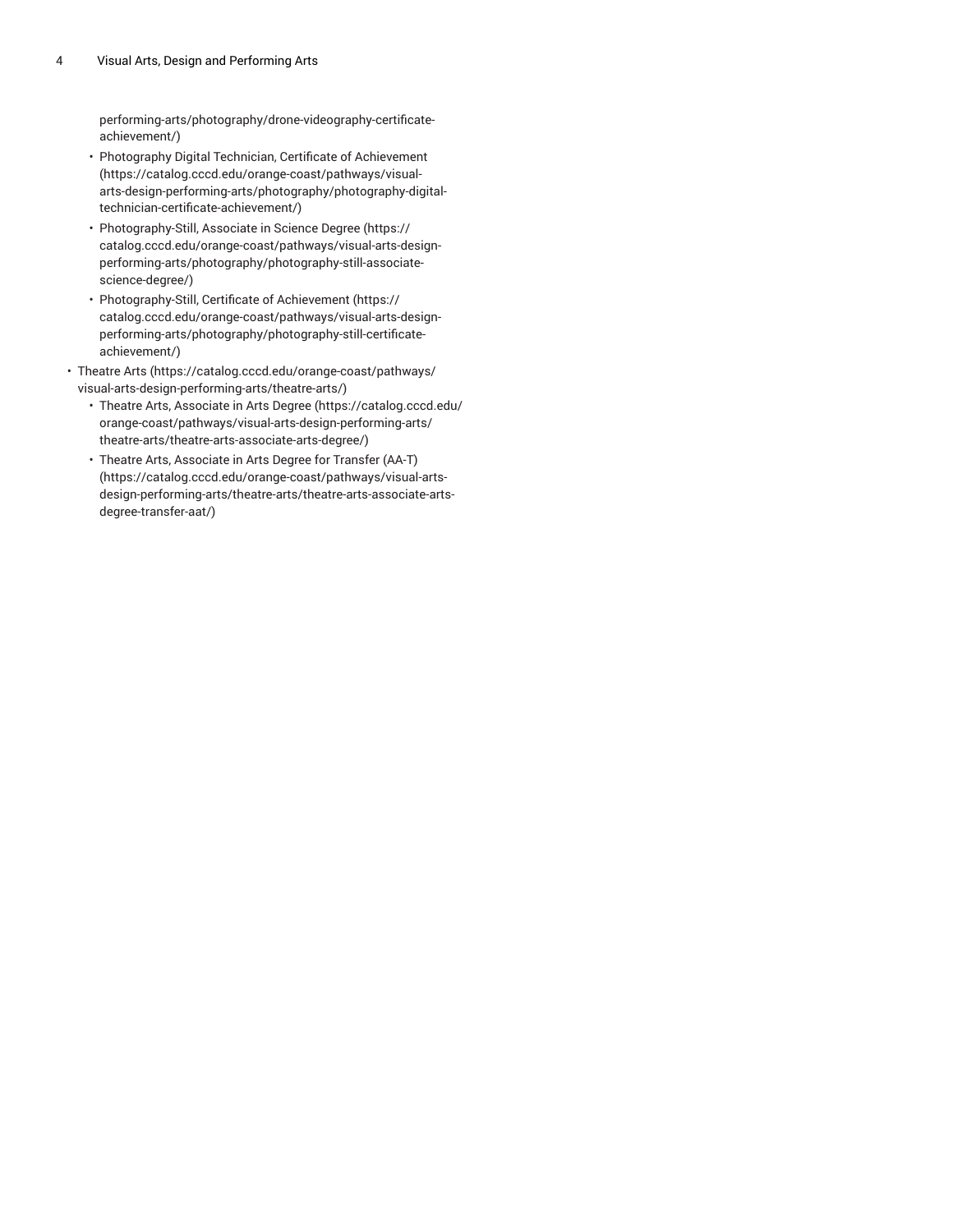performing-arts/photography/drone-videography-certificate-achievement/)
  - Photography Digital Technician, Certificate of Achievement (https://catalog.cccd.edu/orange-coast/pathways/visual-arts-design-performing-arts/photography/photography-digital-technician-certificate-achievement/)
  - Photography-Still, Associate in Science Degree (https://catalog.cccd.edu/orange-coast/pathways/visual-arts-design-performing-arts/photography/photography-still-associate-science-degree/)
  - Photography-Still, Certificate of Achievement (https://catalog.cccd.edu/orange-coast/pathways/visual-arts-design-performing-arts/photography/photography-still-certificate-achievement/)
- Theatre Arts (https://catalog.cccd.edu/orange-coast/pathways/visual-arts-design-performing-arts/theatre-arts/)
  - Theatre Arts, Associate in Arts Degree (https://catalog.cccd.edu/orange-coast/pathways/visual-arts-design-performing-arts/theatre-arts/theatre-arts-associate-arts-degree/)
  - Theatre Arts, Associate in Arts Degree for Transfer (AA-T) (https://catalog.cccd.edu/orange-coast/pathways/visual-arts-design-performing-arts/theatre-arts/theatre-arts-associate-arts-degree-transfer-aat/)